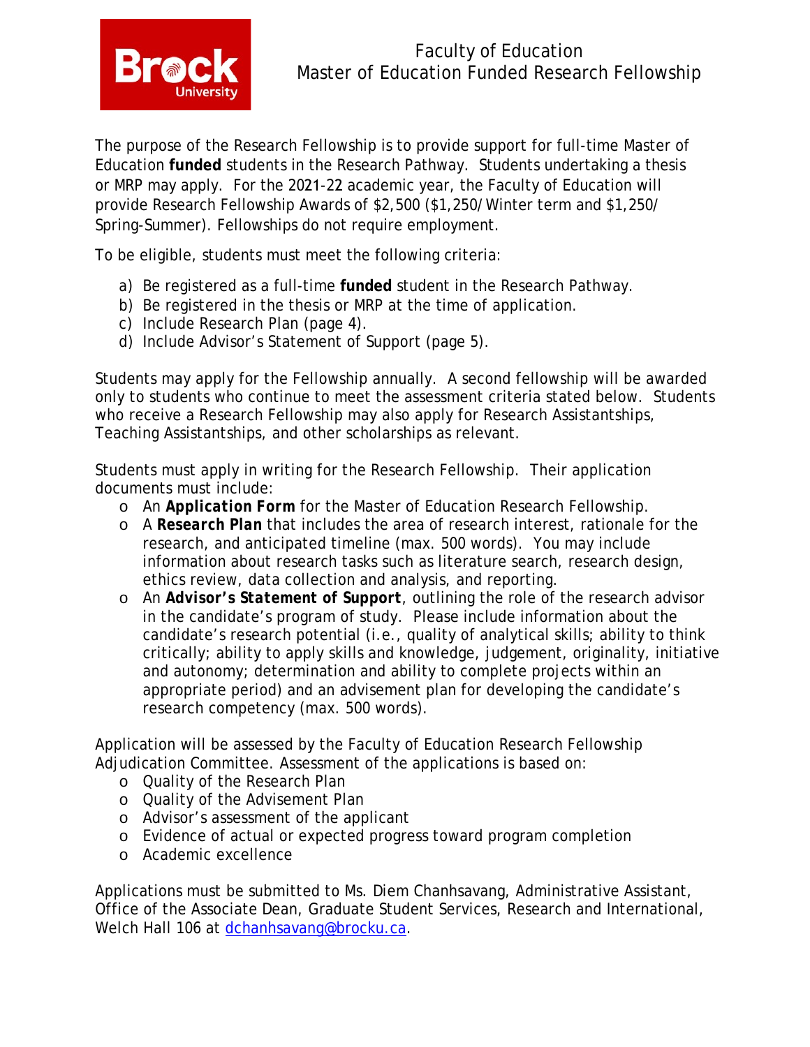# Faculty of Education
## Master of Education Funded Research Fellowship

The purpose of the Research Fellowship is to provide support for full-time Master of Education **funded** students in the Research Pathway. Students undertaking a thesis or MRP may apply. For the 2021-22 academic year, the Faculty of Education will provide Research Fellowship Awards of $2,500 ($1,250/ Winter term and $1,250/ Spring-Summer). Fellowships do not require employment.

To be eligible, students must meet the following criteria:

a) Be registered as a full-time **funded** student in the Research Pathway.
b) Be registered in the thesis or MRP at the time of application.
c) Include Research Plan (page 4).
d) Include Advisor's Statement of Support (page 5).

Students may apply for the Fellowship annually. A second fellowship will be awarded only to students who continue to meet the assessment criteria stated below. Students who receive a Research Fellowship may also apply for Research Assistantships, Teaching Assistantships, and other scholarships as relevant.

Students must apply in writing for the Research Fellowship. Their application documents must include:

- An ***Application Form*** for the Master of Education Research Fellowship.
- A ***Research Plan*** that includes the area of research interest, rationale for the research, and anticipated timeline (max. 500 words). You may include information about research tasks such as literature search, research design, ethics review, data collection and analysis, and reporting.
- An ***Advisor's Statement of Support***, outlining the role of the research advisor in the candidate's program of study. Please include information about the candidate's research potential (i.e., quality of analytical skills; ability to think critically; ability to apply skills and knowledge, judgement, originality, initiative and autonomy; determination and ability to complete projects within an appropriate period) and an advisement plan for developing the candidate's research competency (max. 500 words).

Application will be assessed by the Faculty of Education Research Fellowship Adjudication Committee. Assessment of the applications is based on:

- Quality of the Research Plan
- Quality of the Advisement Plan
- Advisor's assessment of the applicant
- Evidence of actual or expected progress toward program completion
- Academic excellence

Applications must be submitted to Ms. Diem Chanhsavang, Administrative Assistant, Office of the Associate Dean, Graduate Student Services, Research and International, Welch Hall 106 at dchanhsavang@brocku.ca.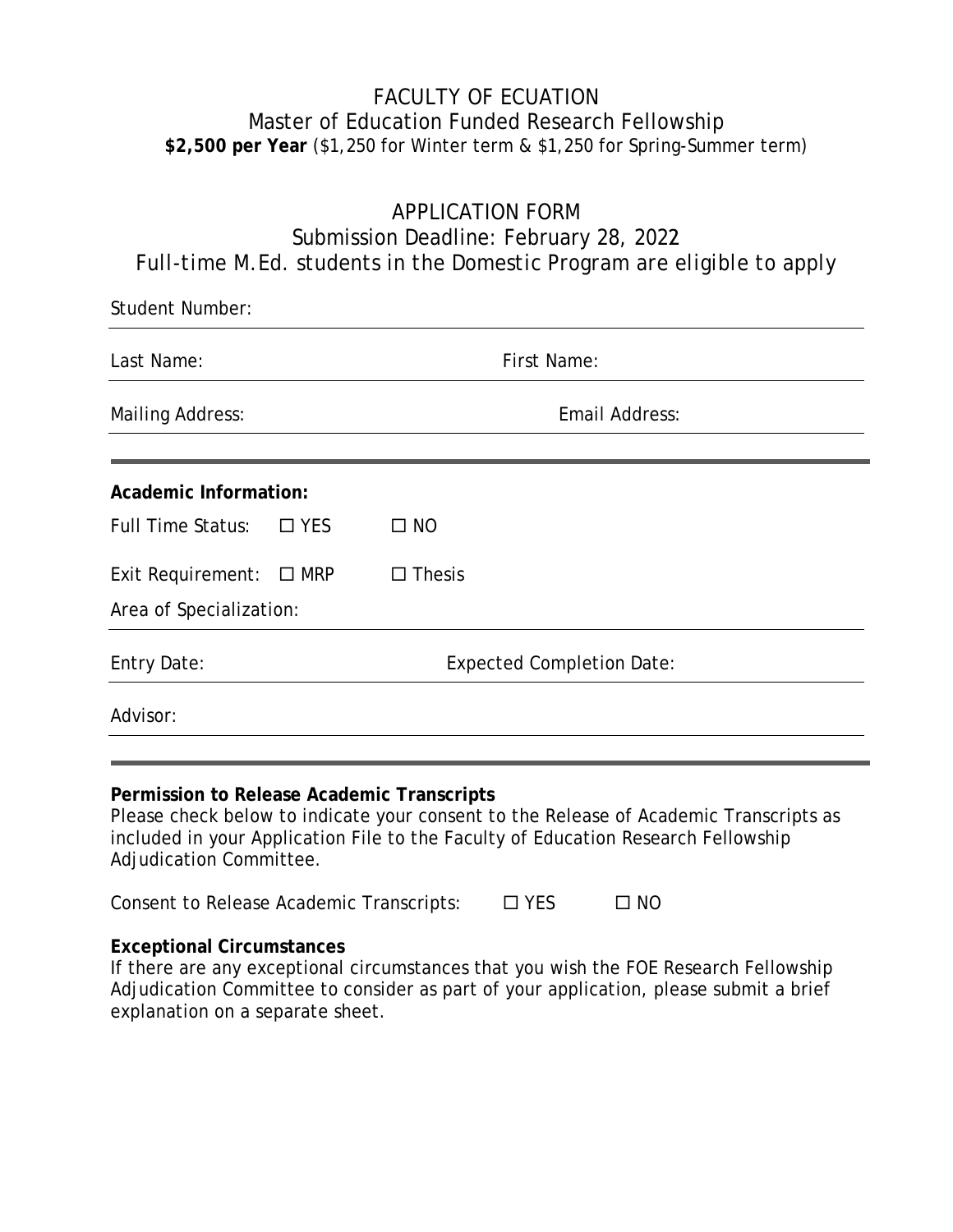# FACULTY OF ECUATION

## Master of Education Funded Research Fellowship

**$2,500 per Year** ($1,250 for Winter term & $1,250 for Spring-Summer term)

## APPLICATION FORM

Submission Deadline: February 28, 2022

*Full-time M.Ed. students in the Domestic Program are eligible to apply*

Student Number:

Last Name: First Name:

Mailing Address: Email Address:

---

**Academic Information:**

Full Time Status: ☐ YES ☐ NO

Exit Requirement: ☐ MRP ☐ Thesis

Area of Specialization:

Entry Date: Expected Completion Date:

Advisor:

---

**Permission to Release Academic Transcripts**

Please check below to indicate your consent to the Release of Academic Transcripts as included in your Application File to the Faculty of Education Research Fellowship Adjudication Committee.

Consent to Release Academic Transcripts: ☐ YES ☐ NO

**Exceptional Circumstances**

If there are any exceptional circumstances that you wish the FOE Research Fellowship Adjudication Committee to consider as part of your application, please submit a brief explanation on a separate sheet.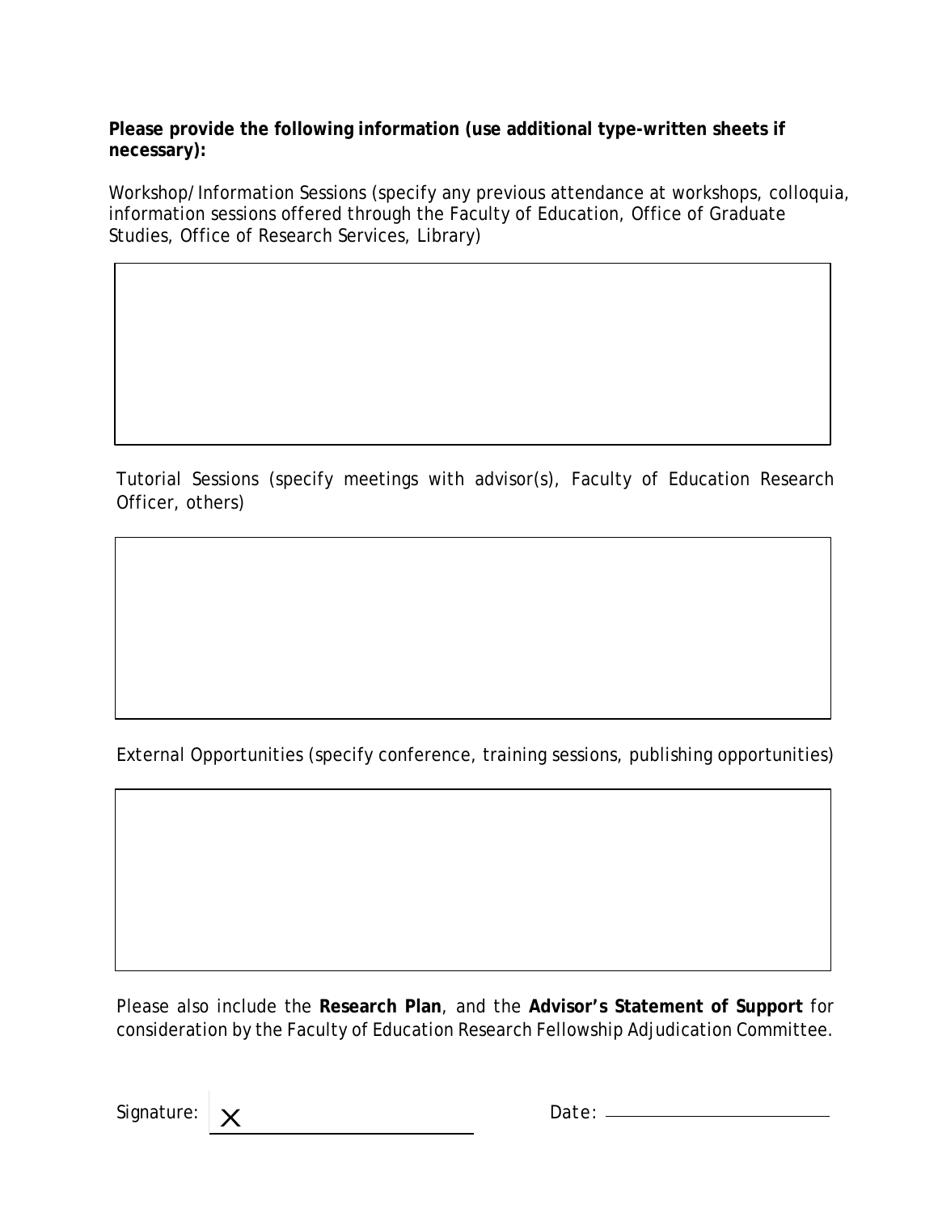**Please provide the following information (use additional type-written sheets if necessary):**

Workshop/Information Sessions (specify any previous attendance at workshops, colloquia, information sessions offered through the Faculty of Education, Office of Graduate Studies, Office of Research Services, Library)

Tutorial Sessions (specify meetings with advisor(s), Faculty of Education Research Officer, others)

External Opportunities (specify conference, training sessions, publishing opportunities)

Please also include the **Research Plan**, and the **Advisor's Statement of Support** for consideration by the Faculty of Education Research Fellowship Adjudication Committee.

Signature: X ______________________ Date: ______________________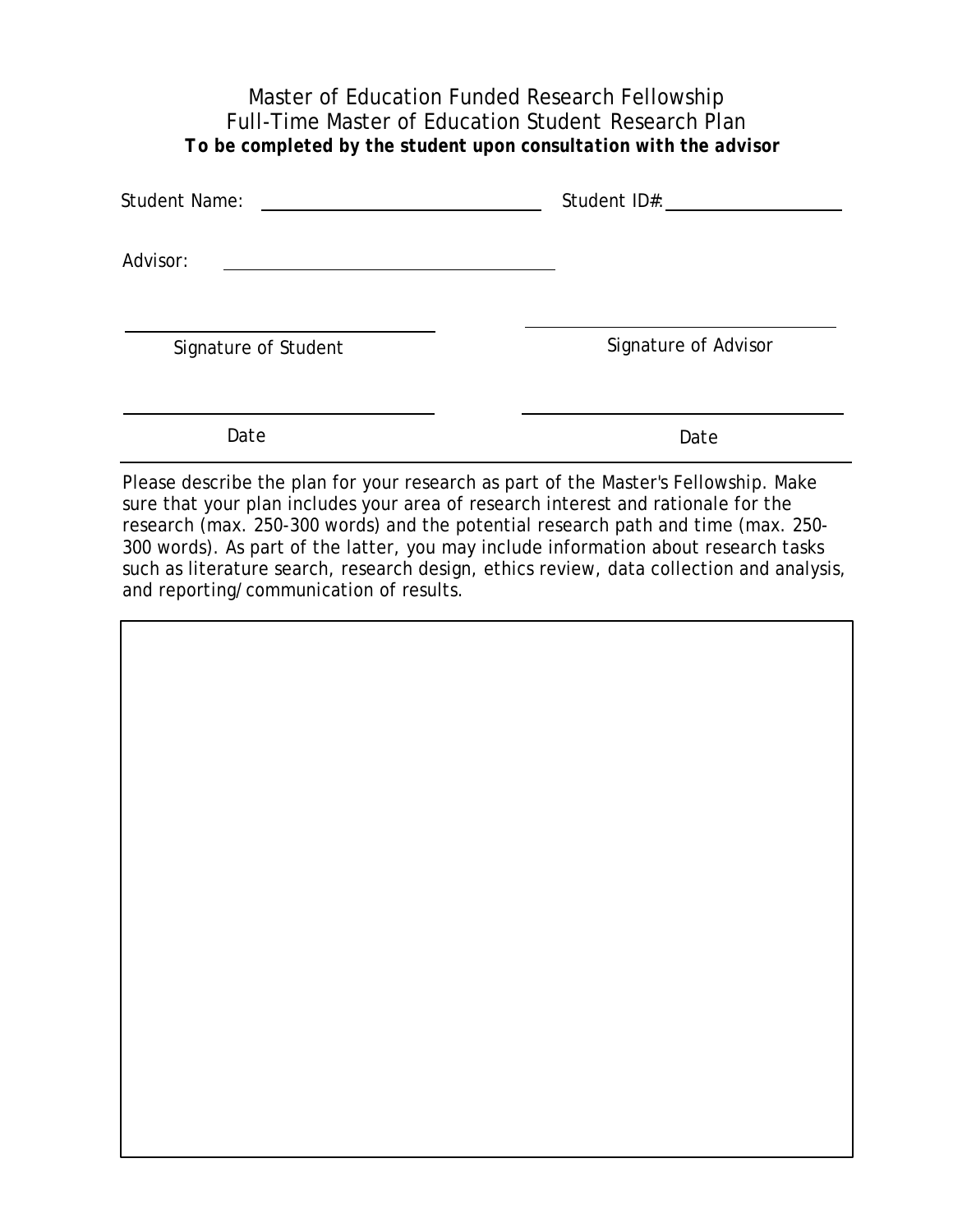# Master of Education Funded Research Fellowship

## Full-Time Master of Education Student Research Plan

***To be completed by the student upon consultation with the advisor***

Student Name: ______________________________ Student ID#: ____________________

Advisor: ____________________________________

______________________________ ______________________________

Signature of Student Signature of Advisor

______________________________ ______________________________

Date Date

---

Please describe the plan for your research as part of the Master's Fellowship. Make sure that your plan includes your area of research interest and rationale for the research (max. 250-300 words) and the potential research path and time (max. 250-300 words). As part of the latter, you may include information about research tasks such as literature search, research design, ethics review, data collection and analysis, and reporting/communication of results.

| |
|---|
| |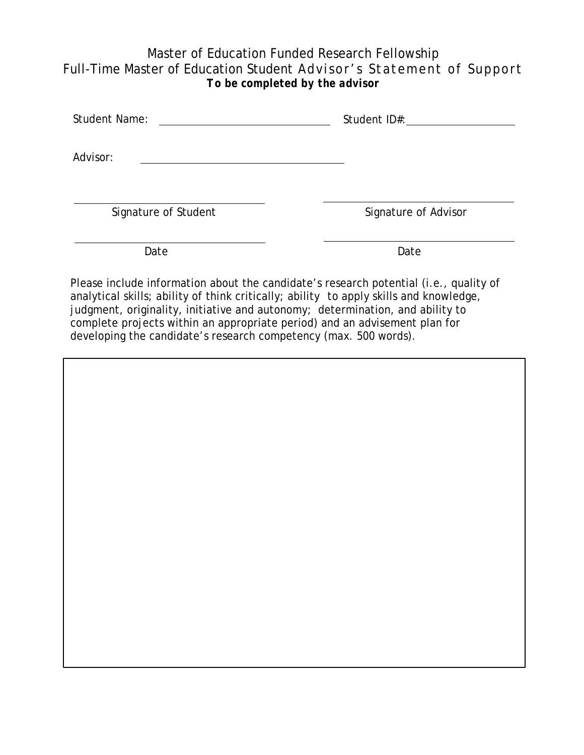# Master of Education Funded Research Fellowship

## Full-Time Master of Education Student Advisor's Statement of Support

***To be completed by the advisor***

Student Name: \_\_\_\_\_\_\_\_\_\_\_\_\_\_\_\_\_\_\_\_\_\_\_\_\_\_\_\_ Student ID#: \_\_\_\_\_\_\_\_\_\_\_\_\_\_\_\_\_\_\_\_

Advisor: \_\_\_\_\_\_\_\_\_\_\_\_\_\_\_\_\_\_\_\_\_\_\_\_\_\_\_\_\_\_\_\_

\_\_\_\_\_\_\_\_\_\_\_\_\_\_\_\_\_\_\_\_\_\_\_\_\_\_\_\_ \_\_\_\_\_\_\_\_\_\_\_\_\_\_\_\_\_\_\_\_\_\_\_\_\_\_\_\_
Signature of Student Signature of Advisor

\_\_\_\_\_\_\_\_\_\_\_\_\_\_\_\_\_\_\_\_\_\_\_\_\_\_\_\_ \_\_\_\_\_\_\_\_\_\_\_\_\_\_\_\_\_\_\_\_\_\_\_\_\_\_\_\_
Date Date

Please include information about the candidate's research potential (i.e., quality of analytical skills; ability of think critically; ability to apply skills and knowledge, judgment, originality, initiative and autonomy; determination, and ability to complete projects within an appropriate period) and an advisement plan for developing the candidate's research competency (max. 500 words).